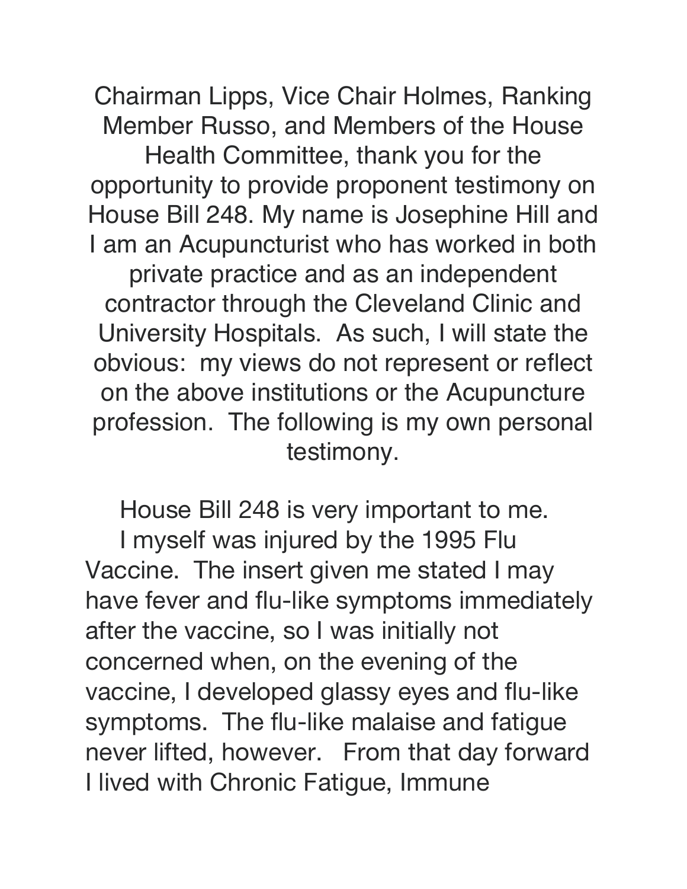Chairman Lipps, Vice Chair Holmes, Ranking Member Russo, and Members of the House Health Committee, thank you for the opportunity to provide proponent testimony on House Bill 248. My name is Josephine Hill and I am an Acupuncturist who has worked in both private practice and as an independent contractor through the Cleveland Clinic and University Hospitals. As such, I will state the obvious: my views do not represent or reflect on the above institutions or the Acupuncture profession. The following is my own personal testimony.

House Bill 248 is very important to me.

I myself was injured by the 1995 Flu Vaccine. The insert given me stated I may have fever and flu-like symptoms immediately after the vaccine, so I was initially not concerned when, on the evening of the vaccine, I developed glassy eyes and flu-like symptoms. The flu-like malaise and fatigue never lifted, however. From that day forward I lived with Chronic Fatigue, Immune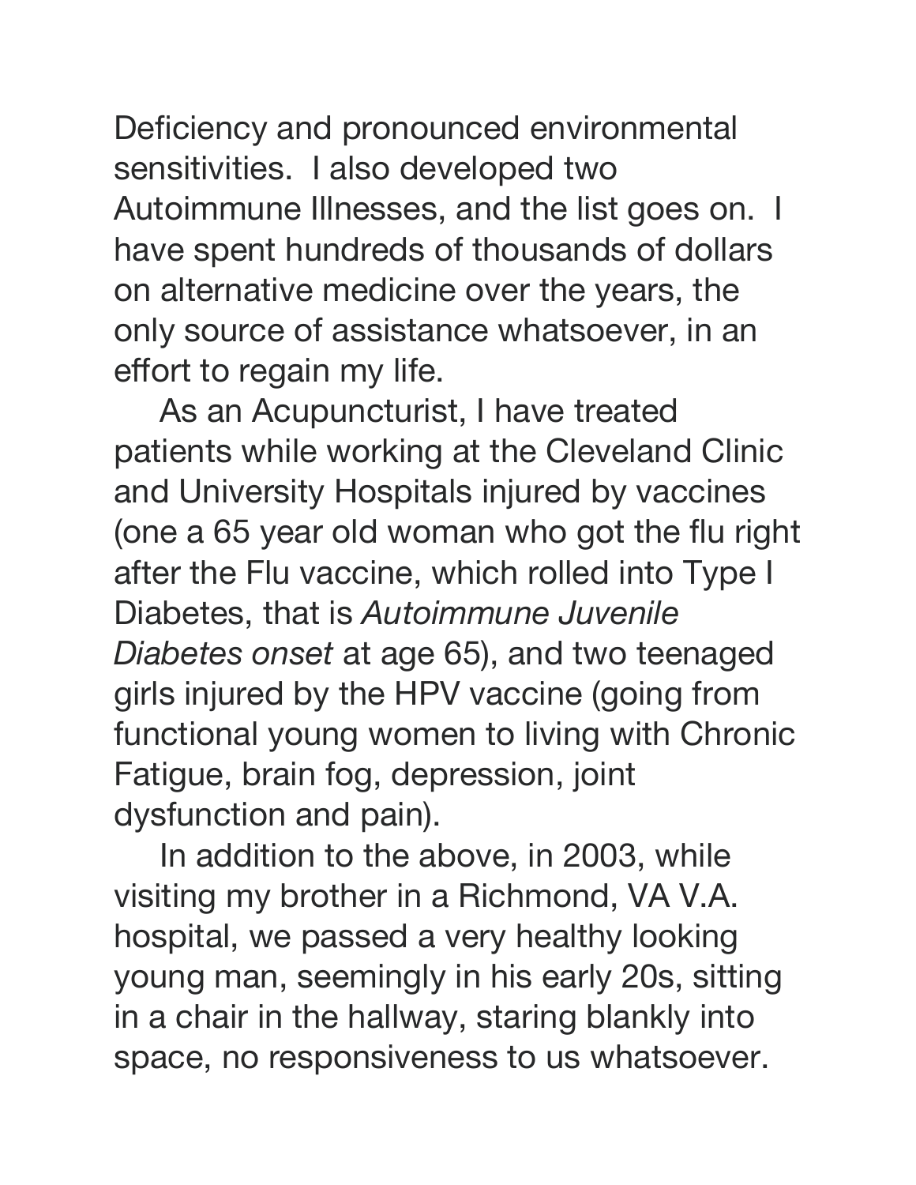Deficiency and pronounced environmental sensitivities. I also developed two Autoimmune Illnesses, and the list goes on. I have spent hundreds of thousands of dollars on alternative medicine over the years, the only source of assistance whatsoever, in an effort to regain my life.

As an Acupuncturist, I have treated patients while working at the Cleveland Clinic and University Hospitals injured by vaccines (one a 65 year old woman who got the flu right after the Flu vaccine, which rolled into Type I Diabetes, that is *Autoimmune Juvenile Diabetes onset* at age 65), and two teenaged girls injured by the HPV vaccine (going from functional young women to living with Chronic Fatigue, brain fog, depression, joint dysfunction and pain).

In addition to the above, in 2003, while visiting my brother in a Richmond, VA V.A. hospital, we passed a very healthy looking young man, seemingly in his early 20s, sitting in a chair in the hallway, staring blankly into space, no responsiveness to us whatsoever.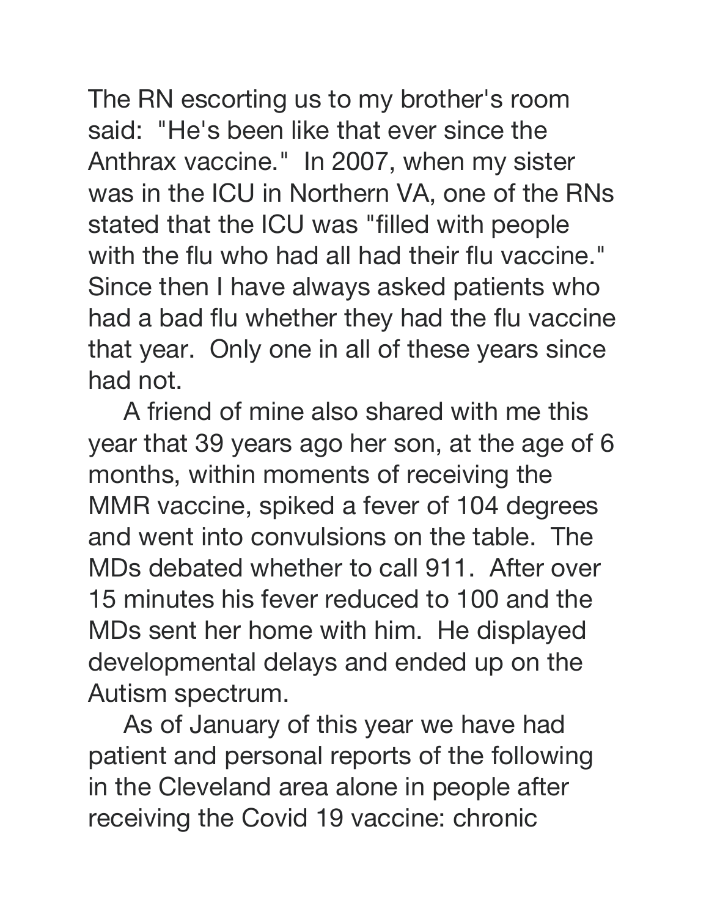The RN escorting us to my brother's room said: "He's been like that ever since the Anthrax vaccine." In 2007, when my sister was in the ICU in Northern VA, one of the RNs stated that the ICU was "filled with people with the flu who had all had their flu vaccine." Since then I have always asked patients who had a bad flu whether they had the flu vaccine that year. Only one in all of these years since had not.

A friend of mine also shared with me this year that 39 years ago her son, at the age of 6 months, within moments of receiving the MMR vaccine, spiked a fever of 104 degrees and went into convulsions on the table. The MDs debated whether to call 911. After over 15 minutes his fever reduced to 100 and the MDs sent her home with him. He displayed developmental delays and ended up on the Autism spectrum.

As of January of this year we have had patient and personal reports of the following in the Cleveland area alone in people after receiving the Covid 19 vaccine: chronic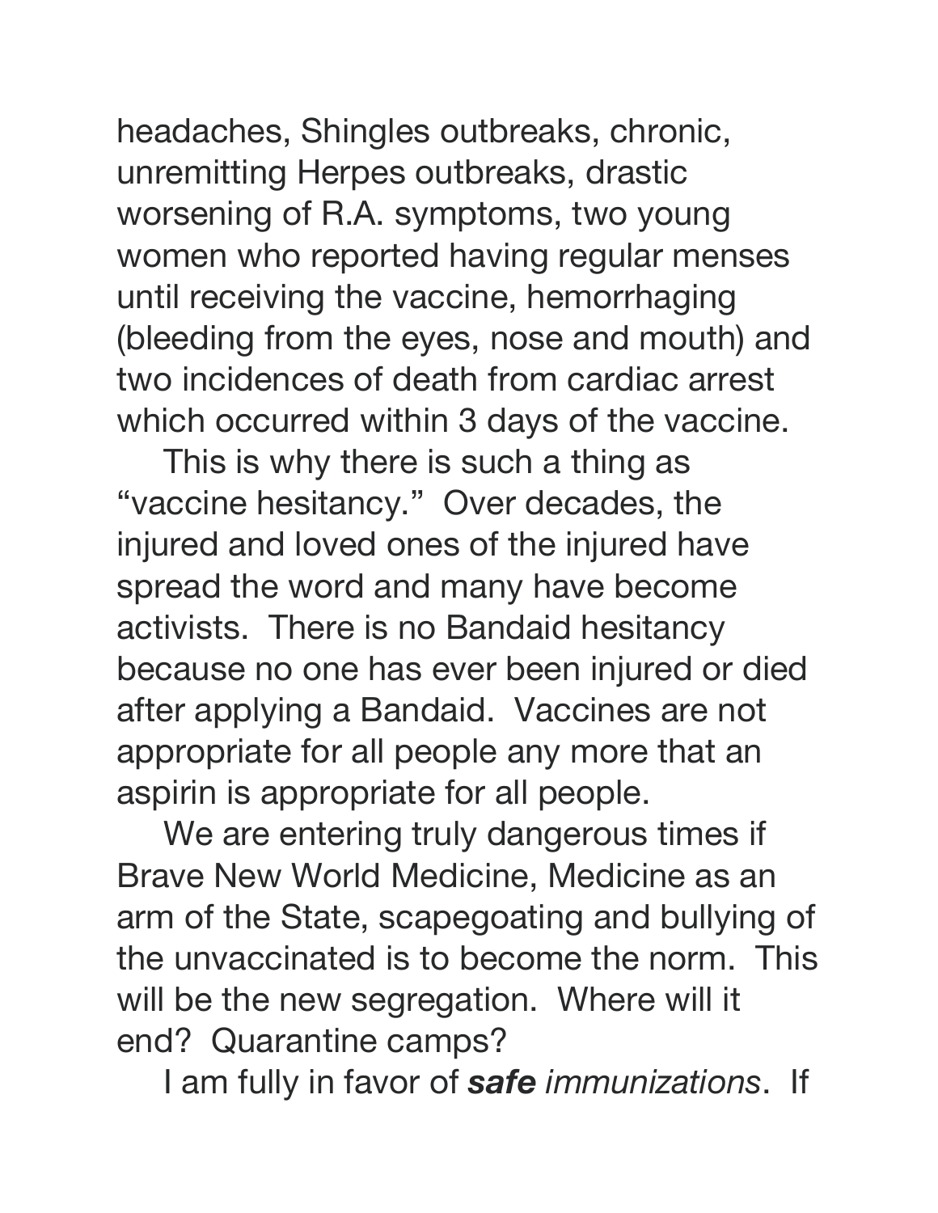headaches, Shingles outbreaks, chronic, unremitting Herpes outbreaks, drastic worsening of R.A. symptoms, two young women who reported having regular menses until receiving the vaccine, hemorrhaging (bleeding from the eyes, nose and mouth) and two incidences of death from cardiac arrest which occurred within 3 days of the vaccine.

This is why there is such a thing as "vaccine hesitancy." Over decades, the injured and loved ones of the injured have spread the word and many have become activists. There is no Bandaid hesitancy because no one has ever been injured or died after applying a Bandaid. Vaccines are not appropriate for all people any more that an aspirin is appropriate for all people.

We are entering truly dangerous times if Brave New World Medicine, Medicine as an arm of the State, scapegoating and bullying of the unvaccinated is to become the norm. This will be the new segregation. Where will it end? Quarantine camps?

I am fully in favor of ***safe*** *immunizations*. If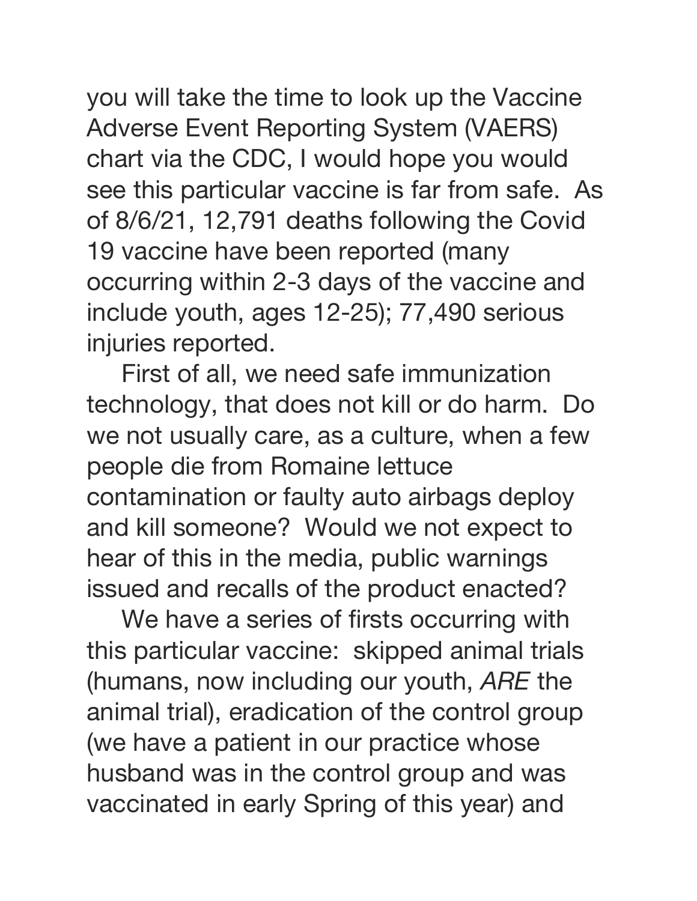you will take the time to look up the Vaccine Adverse Event Reporting System (VAERS) chart via the CDC, I would hope you would see this particular vaccine is far from safe. As of 8/6/21, 12,791 deaths following the Covid 19 vaccine have been reported (many occurring within 2-3 days of the vaccine and include youth, ages 12-25); 77,490 serious injuries reported.

First of all, we need safe immunization technology, that does not kill or do harm. Do we not usually care, as a culture, when a few people die from Romaine lettuce contamination or faulty auto airbags deploy and kill someone? Would we not expect to hear of this in the media, public warnings issued and recalls of the product enacted?

We have a series of firsts occurring with this particular vaccine: skipped animal trials (humans, now including our youth, *ARE* the animal trial), eradication of the control group (we have a patient in our practice whose husband was in the control group and was vaccinated in early Spring of this year) and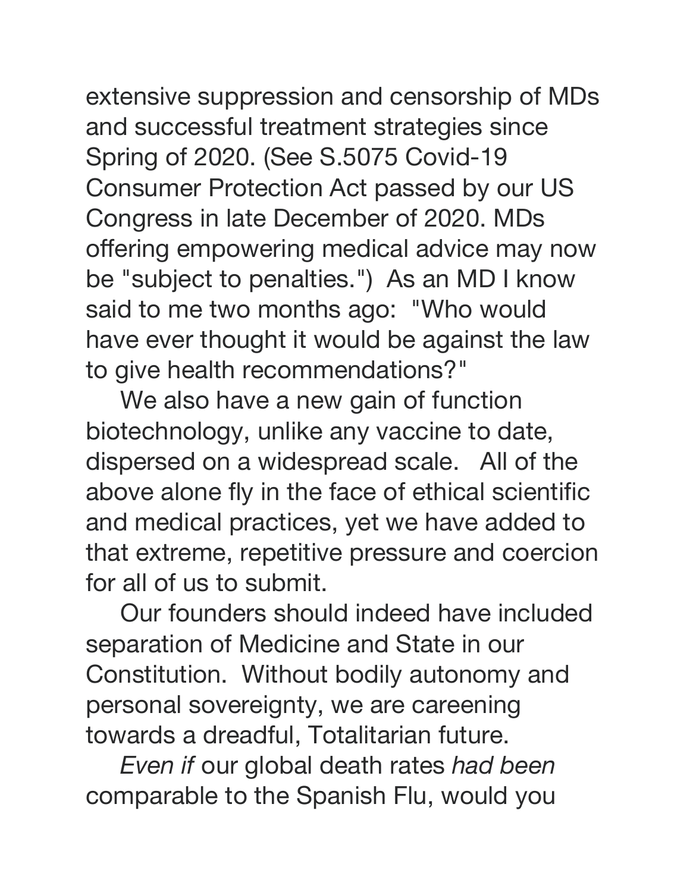extensive suppression and censorship of MDs and successful treatment strategies since Spring of 2020. (See S.5075 Covid-19 Consumer Protection Act passed by our US Congress in late December of 2020. MDs offering empowering medical advice may now be "subject to penalties.") As an MD I know said to me two months ago: "Who would have ever thought it would be against the law to give health recommendations?"

We also have a new gain of function biotechnology, unlike any vaccine to date, dispersed on a widespread scale. All of the above alone fly in the face of ethical scientific and medical practices, yet we have added to that extreme, repetitive pressure and coercion for all of us to submit.

Our founders should indeed have included separation of Medicine and State in our Constitution. Without bodily autonomy and personal sovereignty, we are careening towards a dreadful, Totalitarian future.

*Even if* our global death rates *had been* comparable to the Spanish Flu, would you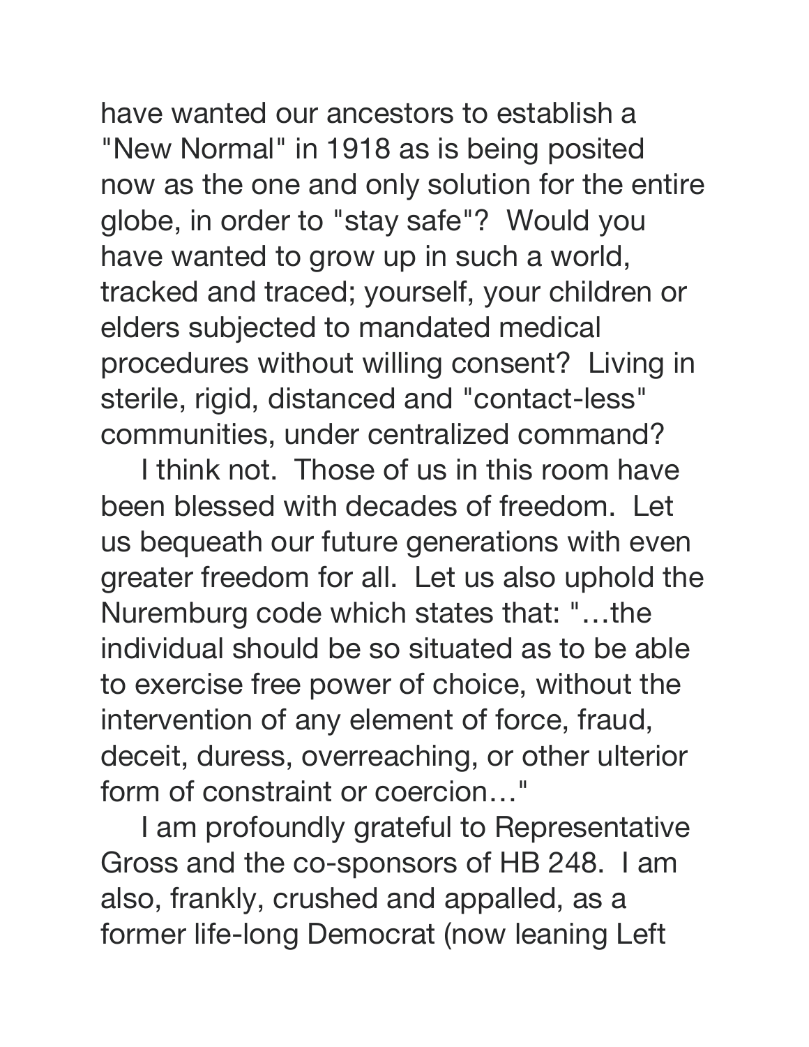have wanted our ancestors to establish a "New Normal" in 1918 as is being posited now as the one and only solution for the entire globe, in order to "stay safe"? Would you have wanted to grow up in such a world, tracked and traced; yourself, your children or elders subjected to mandated medical procedures without willing consent? Living in sterile, rigid, distanced and "contact-less" communities, under centralized command?

I think not. Those of us in this room have been blessed with decades of freedom. Let us bequeath our future generations with even greater freedom for all. Let us also uphold the Nuremburg code which states that: "…the individual should be so situated as to be able to exercise free power of choice, without the intervention of any element of force, fraud, deceit, duress, overreaching, or other ulterior form of constraint or coercion…"

I am profoundly grateful to Representative Gross and the co-sponsors of HB 248. I am also, frankly, crushed and appalled, as a former life-long Democrat (now leaning Left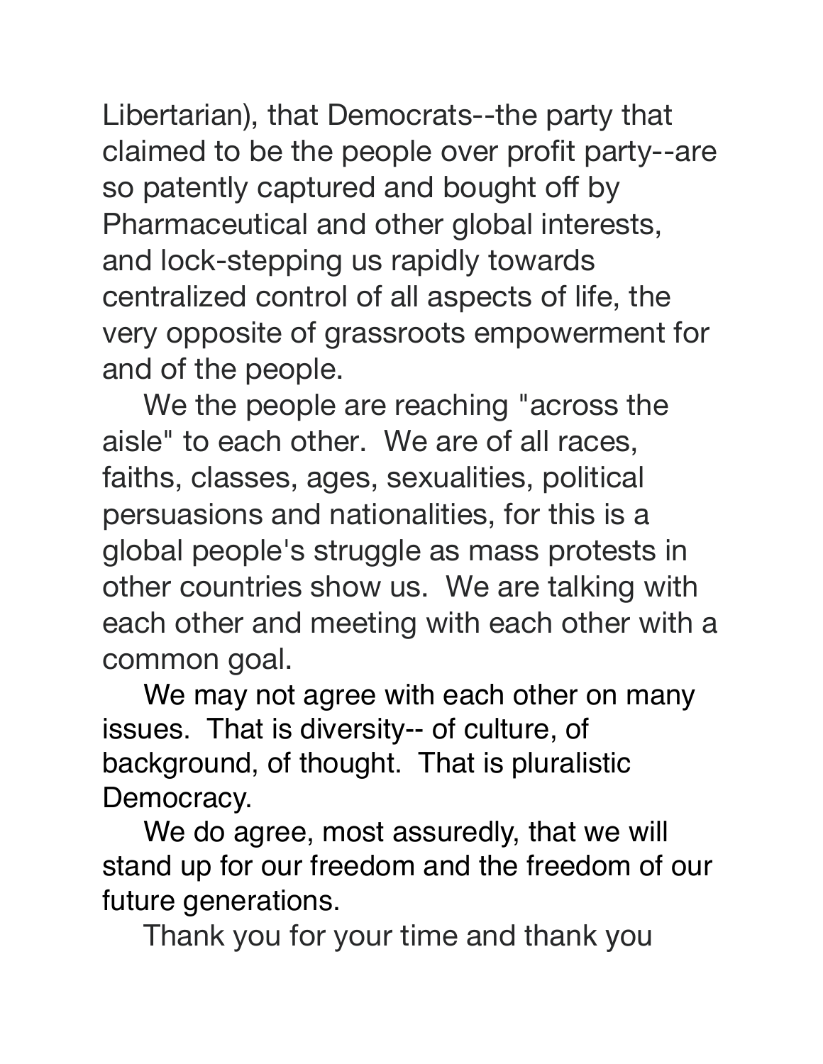Libertarian), that Democrats--the party that claimed to be the people over profit party--are so patently captured and bought off by Pharmaceutical and other global interests, and lock-stepping us rapidly towards centralized control of all aspects of life, the very opposite of grassroots empowerment for and of the people.

We the people are reaching "across the aisle" to each other. We are of all races, faiths, classes, ages, sexualities, political persuasions and nationalities, for this is a global people's struggle as mass protests in other countries show us. We are talking with each other and meeting with each other with a common goal.

We may not agree with each other on many issues. That is diversity-- of culture, of background, of thought. That is pluralistic Democracy.

We do agree, most assuredly, that we will stand up for our freedom and the freedom of our future generations.

Thank you for your time and thank you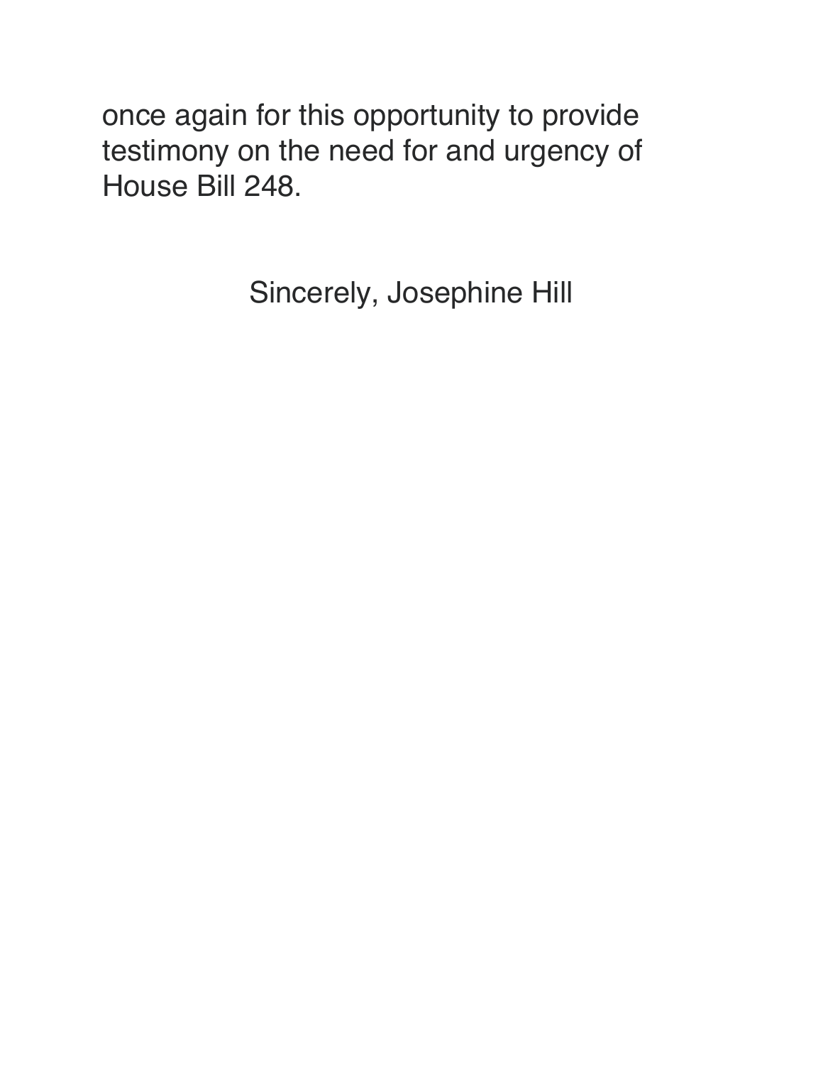once again for this opportunity to provide testimony on the need for and urgency of House Bill 248.

Sincerely, Josephine Hill